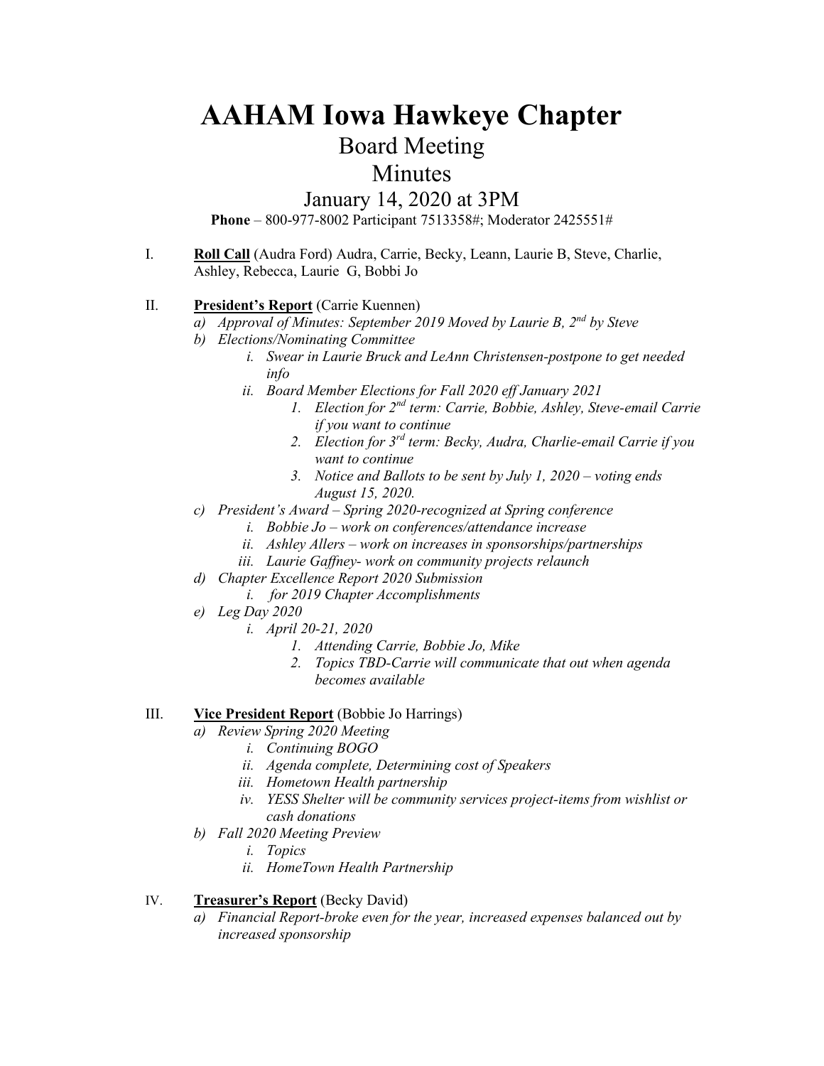# AAHAM Iowa Hawkeye Chapter

## Board Meeting

## Minutes

### January 14, 2020 at 3PM

**Phone** – 800-977-8002 Participant 7513358#; Moderator 2425551#

I. **Roll Call** (Audra Ford) Audra, Carrie, Becky, Leann, Laurie B, Steve, Charlie, Ashley, Rebecca, Laurie G, Bobbi Jo

II. **President's Report** (Carrie Kuennen)

   a) *Approval of Minutes: September 2019 Moved by Laurie B, 2nd by Steve*

   b) *Elections/Nominating Committee*

      i. *Swear in Laurie Bruck and LeAnn Christensen-postpone to get needed info*

      ii. *Board Member Elections for Fall 2020 eff January 2021*

         1. *Election for 2nd term: Carrie, Bobbie, Ashley, Steve-email Carrie if you want to continue*

         2. *Election for 3rd term: Becky, Audra, Charlie-email Carrie if you want to continue*

         3. *Notice and Ballots to be sent by July 1, 2020 – voting ends August 15, 2020.*

   c) *President's Award – Spring 2020-recognized at Spring conference*

      i. *Bobbie Jo – work on conferences/attendance increase*

      ii. *Ashley Allers – work on increases in sponsorships/partnerships*

      iii. *Laurie Gaffney- work on community projects relaunch*

   d) *Chapter Excellence Report 2020 Submission*

      i. *for 2019 Chapter Accomplishments*

   e) *Leg Day 2020*

      i. *April 20-21, 2020*

         1. *Attending Carrie, Bobbie Jo, Mike*

         2. *Topics TBD-Carrie will communicate that out when agenda becomes available*

III. **Vice President Report** (Bobbie Jo Harrings)

   a) *Review Spring 2020 Meeting*

      i. *Continuing BOGO*

      ii. *Agenda complete, Determining cost of Speakers*

      iii. *Hometown Health partnership*

      iv. *YESS Shelter will be community services project-items from wishlist or cash donations*

   b) *Fall 2020 Meeting Preview*

      i. *Topics*

      ii. *HomeTown Health Partnership*

IV. **Treasurer's Report** (Becky David)

   a) *Financial Report-broke even for the year, increased expenses balanced out by increased sponsorship*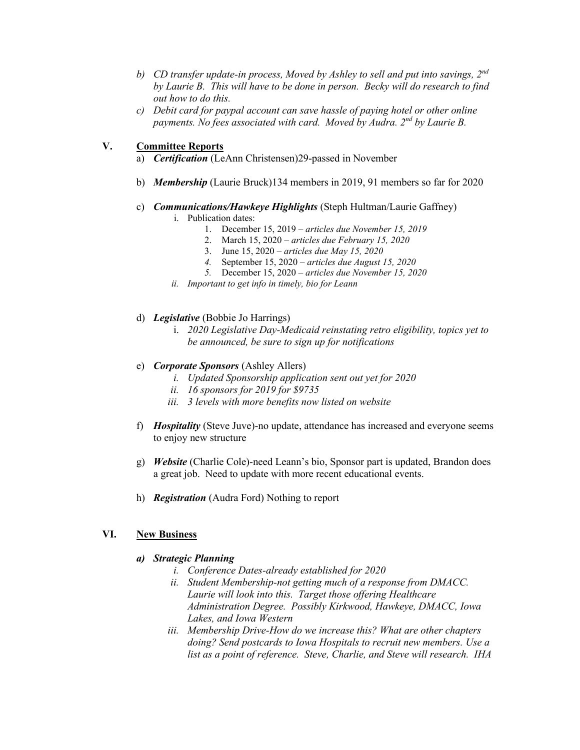*b) CD transfer update-in process, Moved by Ashley to sell and put into savings, 2nd by Laurie B. This will have to be done in person. Becky will do research to find out how to do this.*

*c) Debit card for paypal account can save hassle of paying hotel or other online payments. No fees associated with card. Moved by Audra. 2nd by Laurie B.*

## V. Committee Reports

a) ***Certification*** (LeAnn Christensen)29-passed in November

b) ***Membership*** (Laurie Bruck)134 members in 2019, 91 members so far for 2020

c) ***Communications/Hawkeye Highlights*** (Steph Hultman/Laurie Gaffney)

   i. Publication dates:
      1. December 15, 2019 – *articles due November 15, 2019*
      2. March 15, 2020 – *articles due February 15, 2020*
      3. June 15, 2020 – *articles due May 15, 2020*
      4. September 15, 2020 – *articles due August 15, 2020*
      5. December 15, 2020 – *articles due November 15, 2020*

   ii. *Important to get info in timely, bio for Leann*

d) ***Legislative*** (Bobbie Jo Harrings)

   i. *2020 Legislative Day-Medicaid reinstating retro eligibility, topics yet to be announced, be sure to sign up for notifications*

e) ***Corporate Sponsors*** (Ashley Allers)

   i. *Updated Sponsorship application sent out yet for 2020*

   ii. *16 sponsors for 2019 for $9735*

   iii. *3 levels with more benefits now listed on website*

f) ***Hospitality*** (Steve Juve)-no update, attendance has increased and everyone seems to enjoy new structure

g) ***Website*** (Charlie Cole)-need Leann's bio, Sponsor part is updated, Brandon does a great job. Need to update with more recent educational events.

h) ***Registration*** (Audra Ford) Nothing to report

## VI. New Business

***a) Strategic Planning***

   *i. Conference Dates-already established for 2020*

   *ii. Student Membership-not getting much of a response from DMACC. Laurie will look into this. Target those offering Healthcare Administration Degree. Possibly Kirkwood, Hawkeye, DMACC, Iowa Lakes, and Iowa Western*

   *iii. Membership Drive-How do we increase this? What are other chapters doing? Send postcards to Iowa Hospitals to recruit new members. Use a list as a point of reference. Steve, Charlie, and Steve will research. IHA*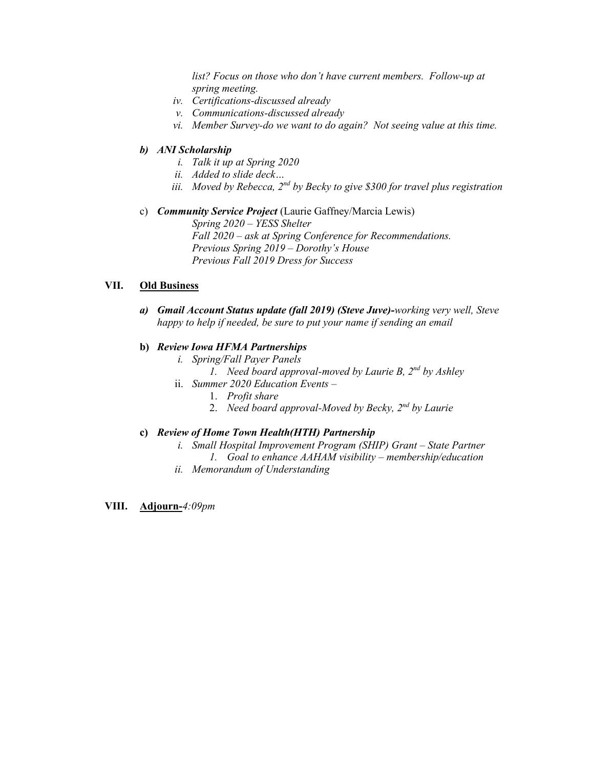*list? Focus on those who don't have current members. Follow-up at spring meeting.*

  iv. *Certifications-discussed already*
  v. *Communications-discussed already*
  vi. *Member Survey-do we want to do again? Not seeing value at this time.*

**b) *ANI Scholarship***

  i. *Talk it up at Spring 2020*
  ii. *Added to slide deck…*
  iii. *Moved by Rebecca, 2nd by Becky to give $300 for travel plus registration*

c) ***Community Service Project*** (Laurie Gaffney/Marcia Lewis)

*Spring 2020 – YESS Shelter*
*Fall 2020 – ask at Spring Conference for Recommendations.*
*Previous Spring 2019 – Dorothy's House*
*Previous Fall 2019 Dress for Success*

## VII. Old Business

**a) *Gmail Account Status update (fall 2019) (Steve Juve)-*** *working very well, Steve happy to help if needed, be sure to put your name if sending an email*

**b) *Review Iowa HFMA Partnerships***

  i. *Spring/Fall Payer Panels*
    1. *Need board approval-moved by Laurie B, 2nd by Ashley*
  ii. *Summer 2020 Education Events –*
    1. *Profit share*
    2. *Need board approval-Moved by Becky, 2nd by Laurie*

**c) *Review of Home Town Health(HTH) Partnership***

  i. *Small Hospital Improvement Program (SHIP) Grant – State Partner*
    1. *Goal to enhance AAHAM visibility – membership/education*
  ii. *Memorandum of Understanding*

## VIII. Adjourn-*4:09pm*